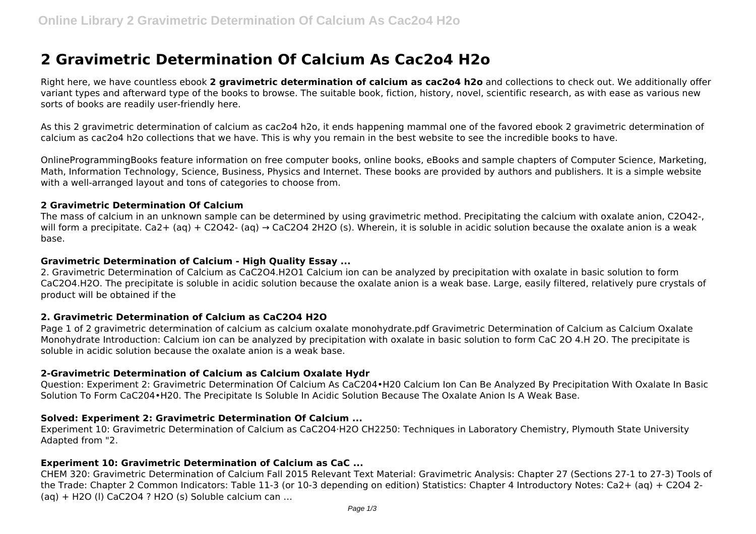# 2 Gravimetric Determination Of Calcium As Cac2o4 H2o

Right here, we have countless ebook **2 gravimetric determination of calcium as cac2o4 h2o** and collections to check out. We additionally offer variant types and afterward type of the books to browse. The suitable book, fiction, history, novel, scientific research, as with ease as various new sorts of books are readily user-friendly here.

As this 2 gravimetric determination of calcium as cac2o4 h2o, it ends happening mammal one of the favored ebook 2 gravimetric determination of calcium as cac2o4 h2o collections that we have. This is why you remain in the best website to see the incredible books to have.

OnlineProgrammingBooks feature information on free computer books, online books, eBooks and sample chapters of Computer Science, Marketing, Math, Information Technology, Science, Business, Physics and Internet. These books are provided by authors and publishers. It is a simple website with a well-arranged layout and tons of categories to choose from.

### 2 Gravimetric Determination Of Calcium

The mass of calcium in an unknown sample can be determined by using gravimetric method. Precipitating the calcium with oxalate anion, $C_2O_4^{2-}$, will form a precipitate. $Ca^{2+} (aq) + C_2O_4^{2-} (aq) \rightarrow CaC_2O_4 \cdot 2H_2O (s)$. Wherein, it is soluble in acidic solution because the oxalate anion is a weak base.

### Gravimetric Determination of Calcium - High Quality Essay ...

2. Gravimetric Determination of Calcium as $CaC_2O_4.H_2O$1 Calcium ion can be analyzed by precipitation with oxalate in basic solution to form $CaC_2O_4.H_2O$. The precipitate is soluble in acidic solution because the oxalate anion is a weak base. Large, easily filtered, relatively pure crystals of product will be obtained if the

### 2. Gravimetric Determination of Calcium as CaC2O4 H2O

Page 1 of 2 gravimetric determination of calcium as calcium oxalate monohydrate.pdf Gravimetric Determination of Calcium as Calcium Oxalate Monohydrate Introduction: Calcium ion can be analyzed by precipitation with oxalate in basic solution to form $CaC_2O_4.H_2O$. The precipitate is soluble in acidic solution because the oxalate anion is a weak base.

### 2-Gravimetric Determination of Calcium as Calcium Oxalate Hydr

Question: Experiment 2: Gravimetric Determination Of Calcium As CaC204•H20 Calcium Ion Can Be Analyzed By Precipitation With Oxalate In Basic Solution To Form CaC204•H20. The Precipitate Is Soluble In Acidic Solution Because The Oxalate Anion Is A Weak Base.

### Solved: Experiment 2: Gravimetric Determination Of Calcium ...

Experiment 10: Gravimetric Determination of Calcium as $CaC_2O_4 \cdot H_2O$ CH2250: Techniques in Laboratory Chemistry, Plymouth State University Adapted from "2.

### Experiment 10: Gravimetric Determination of Calcium as CaC ...

CHEM 320: Gravimetric Determination of Calcium Fall 2015 Relevant Text Material: Gravimetric Analysis: Chapter 27 (Sections 27-1 to 27-3) Tools of the Trade: Chapter 2 Common Indicators: Table 11-3 (or 10-3 depending on edition) Statistics: Chapter 4 Introductory Notes: $Ca^{2+} (aq) + C_2O_4^{2-} (aq) + H_2O (l)$ $CaC_2O_4$ ? $H_2O (s)$ Soluble calcium can ...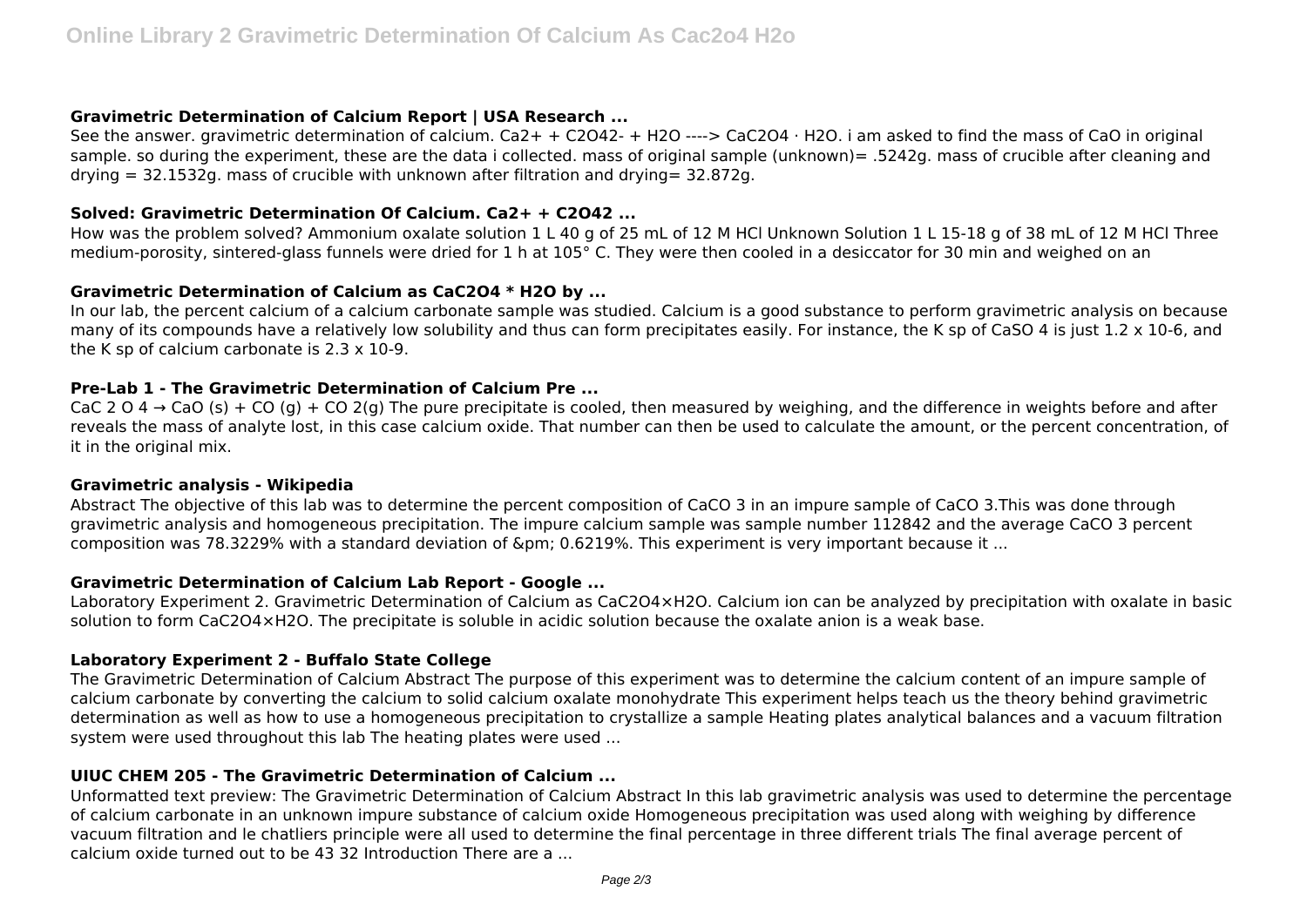### Gravimetric Determination of Calcium Report | USA Research ...

See the answer. gravimetric determination of calcium. $Ca2+ + C2O42- + H2O$ ----> $CaC2O4 \cdot H2O$. i am asked to find the mass of CaO in original sample. so during the experiment, these are the data i collected. mass of original sample (unknown)= .5242g. mass of crucible after cleaning and drying = 32.1532g. mass of crucible with unknown after filtration and drying= 32.872g.

### Solved: Gravimetric Determination Of Calcium. Ca2+ + C2O42 ...

How was the problem solved? Ammonium oxalate solution 1 L 40 g of 25 mL of 12 M HCl Unknown Solution 1 L 15-18 g of 38 mL of 12 M HCl Three medium-porosity, sintered-glass funnels were dried for 1 h at 105° C. They were then cooled in a desiccator for 30 min and weighed on an

### Gravimetric Determination of Calcium as CaC2O4 * H2O by ...

In our lab, the percent calcium of a calcium carbonate sample was studied. Calcium is a good substance to perform gravimetric analysis on because many of its compounds have a relatively low solubility and thus can form precipitates easily. For instance, the K sp of CaSO 4 is just 1.2 x 10-6, and the K sp of calcium carbonate is 2.3 x 10-9.

### Pre-Lab 1 - The Gravimetric Determination of Calcium Pre ...

CaC 2 O 4 → CaO (s) + CO (g) + CO 2(g) The pure precipitate is cooled, then measured by weighing, and the difference in weights before and after reveals the mass of analyte lost, in this case calcium oxide. That number can then be used to calculate the amount, or the percent concentration, of it in the original mix.

### Gravimetric analysis - Wikipedia

Abstract The objective of this lab was to determine the percent composition of CaCO 3 in an impure sample of CaCO 3.This was done through gravimetric analysis and homogeneous precipitation. The impure calcium sample was sample number 112842 and the average CaCO 3 percent composition was 78.3229% with a standard deviation of &pm; 0.6219%. This experiment is very important because it ...

### Gravimetric Determination of Calcium Lab Report - Google ...

Laboratory Experiment 2. Gravimetric Determination of Calcium as CaC2O4×H2O. Calcium ion can be analyzed by precipitation with oxalate in basic solution to form CaC2O4×H2O. The precipitate is soluble in acidic solution because the oxalate anion is a weak base.

### Laboratory Experiment 2 - Buffalo State College

The Gravimetric Determination of Calcium Abstract The purpose of this experiment was to determine the calcium content of an impure sample of calcium carbonate by converting the calcium to solid calcium oxalate monohydrate This experiment helps teach us the theory behind gravimetric determination as well as how to use a homogeneous precipitation to crystallize a sample Heating plates analytical balances and a vacuum filtration system were used throughout this lab The heating plates were used ...

### UIUC CHEM 205 - The Gravimetric Determination of Calcium ...

Unformatted text preview: The Gravimetric Determination of Calcium Abstract In this lab gravimetric analysis was used to determine the percentage of calcium carbonate in an unknown impure substance of calcium oxide Homogeneous precipitation was used along with weighing by difference vacuum filtration and le chatliers principle were all used to determine the final percentage in three different trials The final average percent of calcium oxide turned out to be 43 32 Introduction There are a ...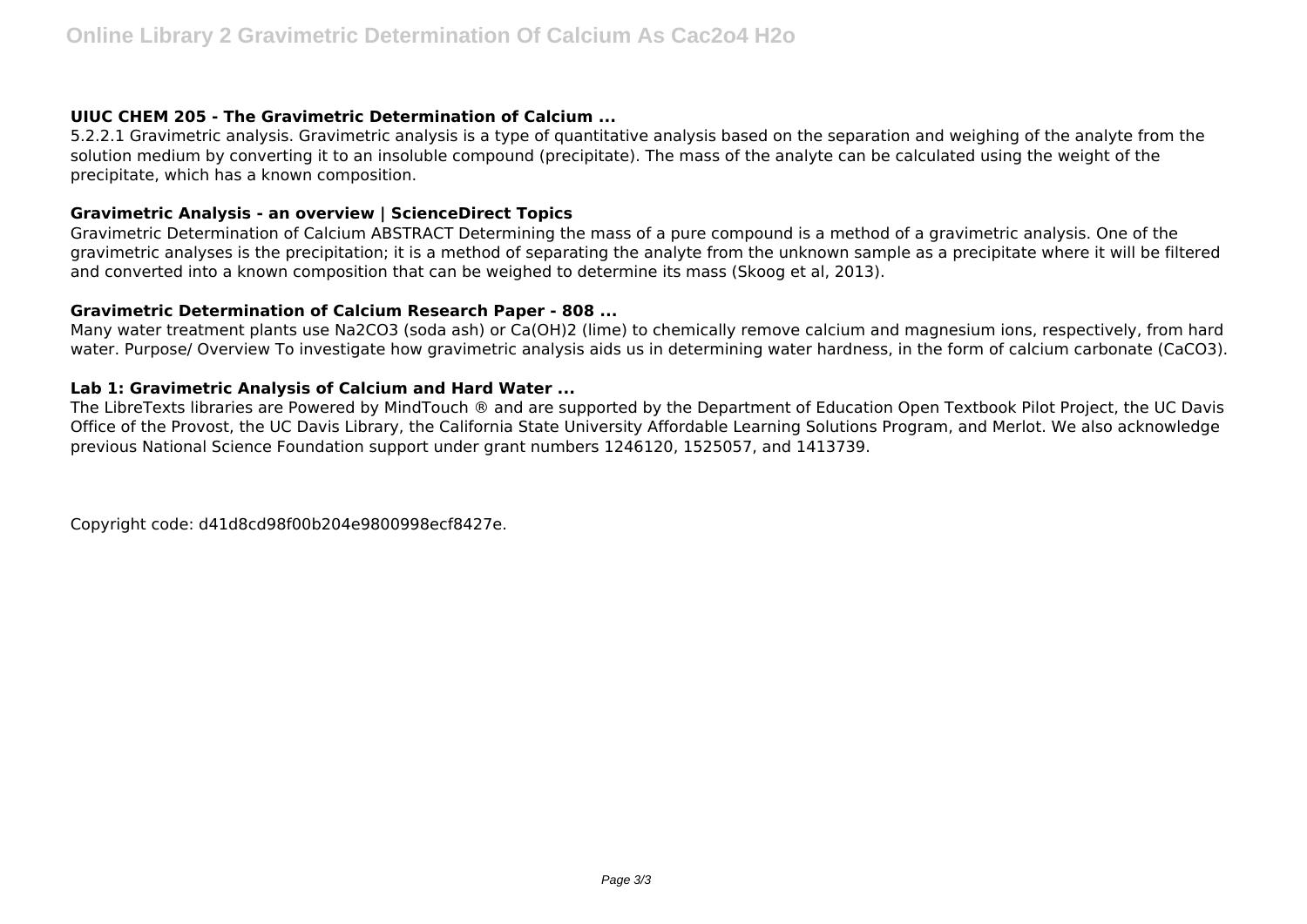### UIUC CHEM 205 - The Gravimetric Determination of Calcium ...

5.2.2.1 Gravimetric analysis. Gravimetric analysis is a type of quantitative analysis based on the separation and weighing of the analyte from the solution medium by converting it to an insoluble compound (precipitate). The mass of the analyte can be calculated using the weight of the precipitate, which has a known composition.

### Gravimetric Analysis - an overview | ScienceDirect Topics

Gravimetric Determination of Calcium ABSTRACT Determining the mass of a pure compound is a method of a gravimetric analysis. One of the gravimetric analyses is the precipitation; it is a method of separating the analyte from the unknown sample as a precipitate where it will be filtered and converted into a known composition that can be weighed to determine its mass (Skoog et al, 2013).

### Gravimetric Determination of Calcium Research Paper - 808 ...

Many water treatment plants use $Na_2CO_3$ (soda ash) or $Ca(OH)_2$ (lime) to chemically remove calcium and magnesium ions, respectively, from hard water. Purpose/ Overview To investigate how gravimetric analysis aids us in determining water hardness, in the form of calcium carbonate ($CaCO_3$).

### Lab 1: Gravimetric Analysis of Calcium and Hard Water ...

The LibreTexts libraries are Powered by MindTouch ® and are supported by the Department of Education Open Textbook Pilot Project, the UC Davis Office of the Provost, the UC Davis Library, the California State University Affordable Learning Solutions Program, and Merlot. We also acknowledge previous National Science Foundation support under grant numbers 1246120, 1525057, and 1413739.

Copyright code: d41d8cd98f00b204e9800998ecf8427e.